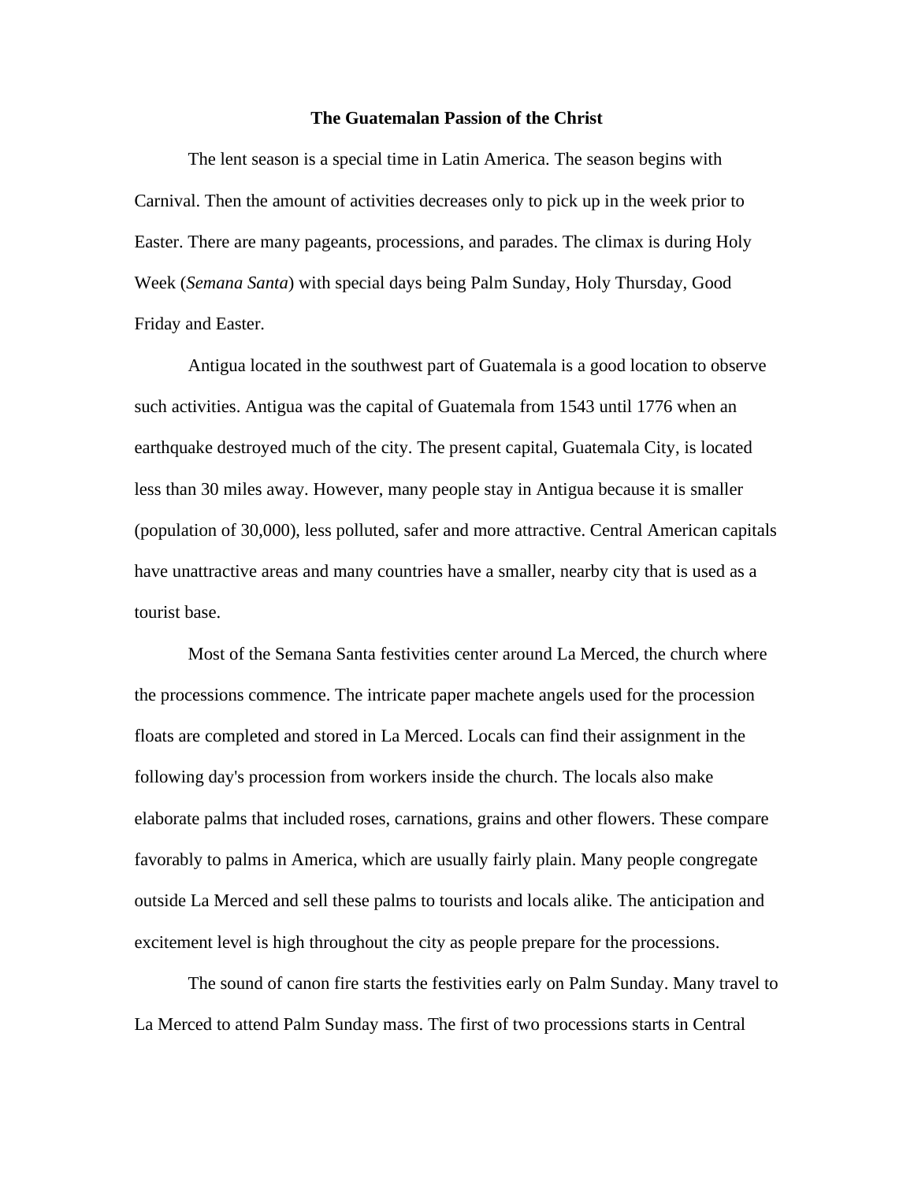# The Guatemalan Passion of the Christ

The lent season is a special time in Latin America. The season begins with Carnival. Then the amount of activities decreases only to pick up in the week prior to Easter. There are many pageants, processions, and parades. The climax is during Holy Week (*Semana Santa*) with special days being Palm Sunday, Holy Thursday, Good Friday and Easter.

Antigua located in the southwest part of Guatemala is a good location to observe such activities. Antigua was the capital of Guatemala from 1543 until 1776 when an earthquake destroyed much of the city. The present capital, Guatemala City, is located less than 30 miles away. However, many people stay in Antigua because it is smaller (population of 30,000), less polluted, safer and more attractive. Central American capitals have unattractive areas and many countries have a smaller, nearby city that is used as a tourist base.

Most of the Semana Santa festivities center around La Merced, the church where the processions commence. The intricate paper machete angels used for the procession floats are completed and stored in La Merced. Locals can find their assignment in the following day's procession from workers inside the church. The locals also make elaborate palms that included roses, carnations, grains and other flowers. These compare favorably to palms in America, which are usually fairly plain. Many people congregate outside La Merced and sell these palms to tourists and locals alike. The anticipation and excitement level is high throughout the city as people prepare for the processions.

The sound of canon fire starts the festivities early on Palm Sunday. Many travel to La Merced to attend Palm Sunday mass. The first of two processions starts in Central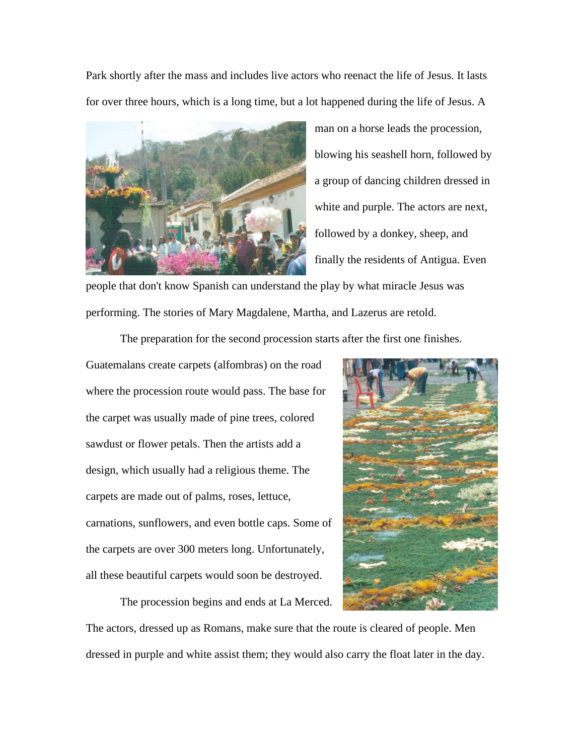Park shortly after the mass and includes live actors who reenact the life of Jesus. It lasts for over three hours, which is a long time, but a lot happened during the life of Jesus. A man on a horse leads the procession, blowing his seashell horn, followed by a group of dancing children dressed in white and purple. The actors are next, followed by a donkey, sheep, and finally the residents of Antigua. Even people that don't know Spanish can understand the play by what miracle Jesus was performing. The stories of Mary Magdalene, Martha, and Lazerus are retold.

The preparation for the second procession starts after the first one finishes. Guatemalans create carpets (alfombras) on the road where the procession route would pass. The base for the carpet was usually made of pine trees, colored sawdust or flower petals. Then the artists add a design, which usually had a religious theme. The carpets are made out of palms, roses, lettuce, carnations, sunflowers, and even bottle caps. Some of the carpets are over 300 meters long. Unfortunately, all these beautiful carpets would soon be destroyed.

The procession begins and ends at La Merced. The actors, dressed up as Romans, make sure that the route is cleared of people. Men dressed in purple and white assist them; they would also carry the float later in the day.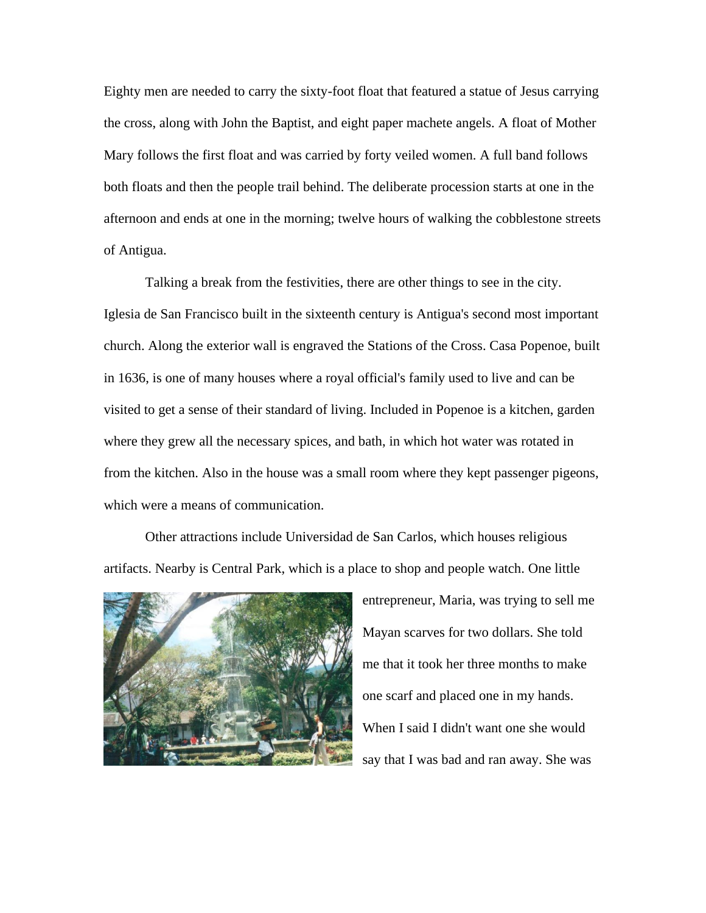Eighty men are needed to carry the sixty-foot float that featured a statue of Jesus carrying the cross, along with John the Baptist, and eight paper machete angels. A float of Mother Mary follows the first float and was carried by forty veiled women. A full band follows both floats and then the people trail behind. The deliberate procession starts at one in the afternoon and ends at one in the morning; twelve hours of walking the cobblestone streets of Antigua.

Talking a break from the festivities, there are other things to see in the city. Iglesia de San Francisco built in the sixteenth century is Antigua's second most important church. Along the exterior wall is engraved the Stations of the Cross. Casa Popenoe, built in 1636, is one of many houses where a royal official's family used to live and can be visited to get a sense of their standard of living. Included in Popenoe is a kitchen, garden where they grew all the necessary spices, and bath, in which hot water was rotated in from the kitchen. Also in the house was a small room where they kept passenger pigeons, which were a means of communication.

Other attractions include Universidad de San Carlos, which houses religious artifacts. Nearby is Central Park, which is a place to shop and people watch. One little entrepreneur, Maria, was trying to sell me Mayan scarves for two dollars. She told me that it took her three months to make one scarf and placed one in my hands. When I said I didn't want one she would say that I was bad and ran away. She was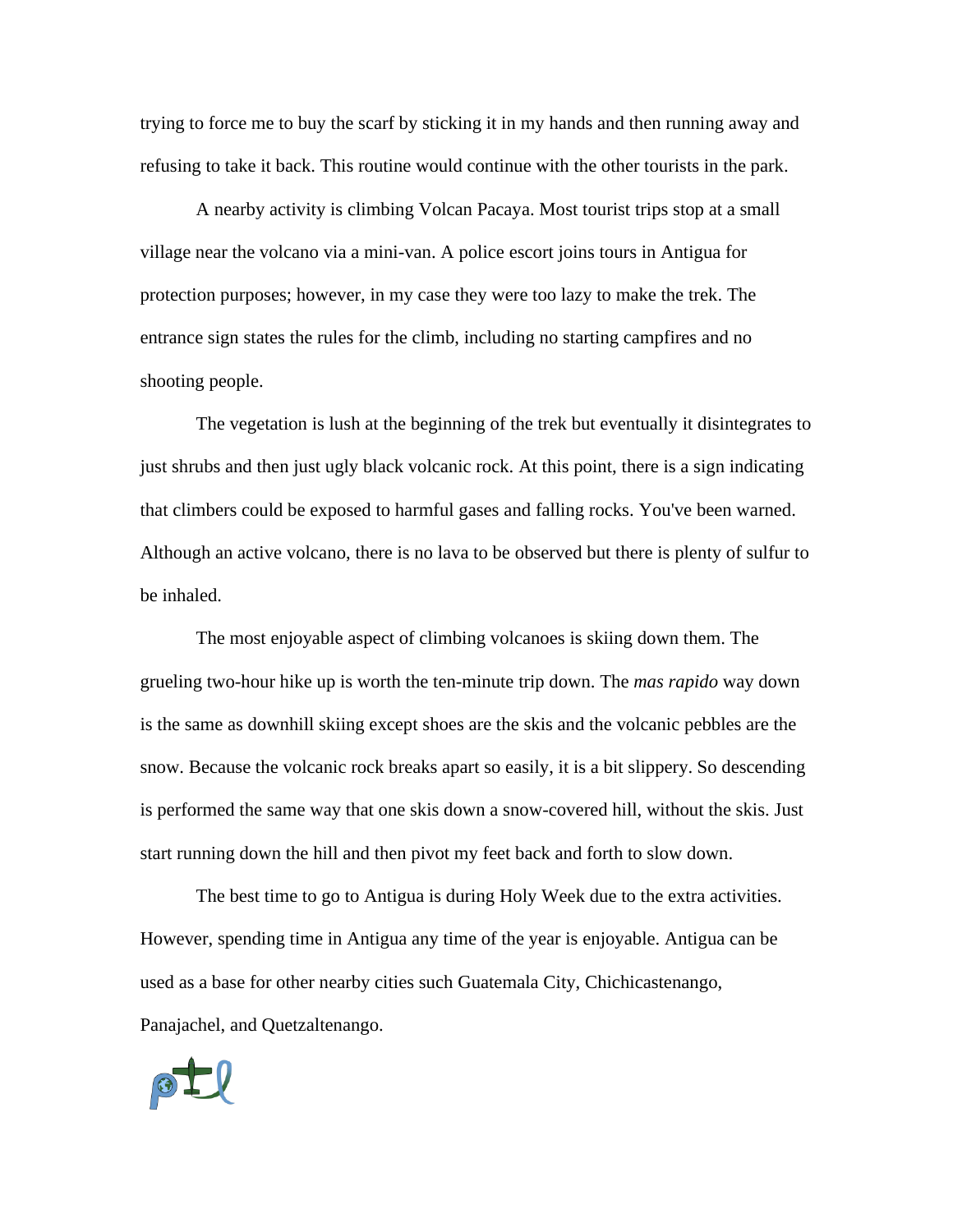trying to force me to buy the scarf by sticking it in my hands and then running away and refusing to take it back. This routine would continue with the other tourists in the park.

A nearby activity is climbing Volcan Pacaya. Most tourist trips stop at a small village near the volcano via a mini-van. A police escort joins tours in Antigua for protection purposes; however, in my case they were too lazy to make the trek. The entrance sign states the rules for the climb, including no starting campfires and no shooting people.

The vegetation is lush at the beginning of the trek but eventually it disintegrates to just shrubs and then just ugly black volcanic rock. At this point, there is a sign indicating that climbers could be exposed to harmful gases and falling rocks. You've been warned. Although an active volcano, there is no lava to be observed but there is plenty of sulfur to be inhaled.

The most enjoyable aspect of climbing volcanoes is skiing down them. The grueling two-hour hike up is worth the ten-minute trip down. The *mas rapido* way down is the same as downhill skiing except shoes are the skis and the volcanic pebbles are the snow. Because the volcanic rock breaks apart so easily, it is a bit slippery. So descending is performed the same way that one skis down a snow-covered hill, without the skis. Just start running down the hill and then pivot my feet back and forth to slow down.

The best time to go to Antigua is during Holy Week due to the extra activities. However, spending time in Antigua any time of the year is enjoyable. Antigua can be used as a base for other nearby cities such Guatemala City, Chichicastenango, Panajachel, and Quetzaltenango.